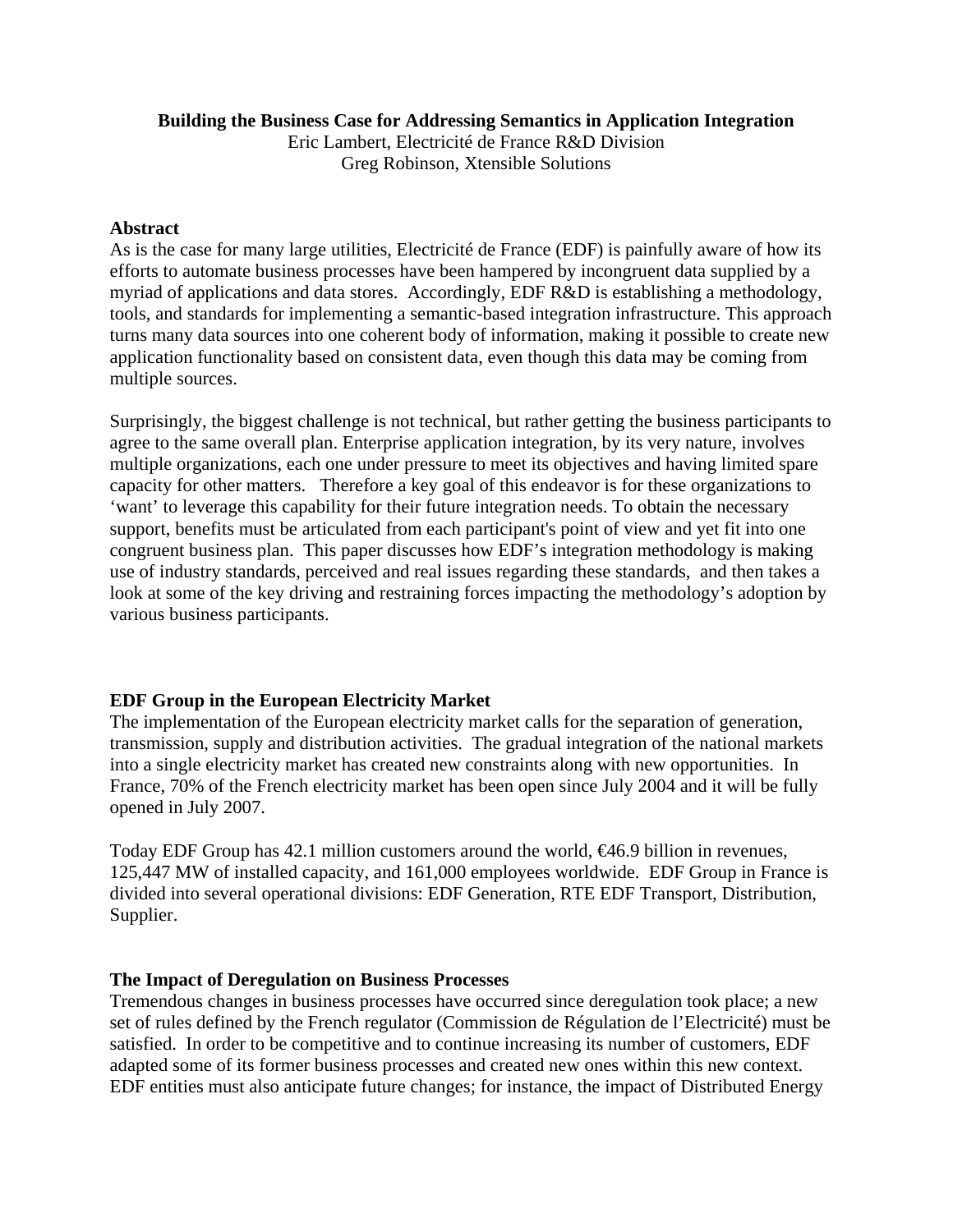# Building the Business Case for Addressing Semantics in Application Integration

Eric Lambert, Electricité de France R&D Division
Greg Robinson, Xtensible Solutions

## Abstract

As is the case for many large utilities, Electricité de France (EDF) is painfully aware of how its efforts to automate business processes have been hampered by incongruent data supplied by a myriad of applications and data stores. Accordingly, EDF R&D is establishing a methodology, tools, and standards for implementing a semantic-based integration infrastructure. This approach turns many data sources into one coherent body of information, making it possible to create new application functionality based on consistent data, even though this data may be coming from multiple sources.

Surprisingly, the biggest challenge is not technical, but rather getting the business participants to agree to the same overall plan. Enterprise application integration, by its very nature, involves multiple organizations, each one under pressure to meet its objectives and having limited spare capacity for other matters. Therefore a key goal of this endeavor is for these organizations to 'want' to leverage this capability for their future integration needs. To obtain the necessary support, benefits must be articulated from each participant's point of view and yet fit into one congruent business plan. This paper discusses how EDF's integration methodology is making use of industry standards, perceived and real issues regarding these standards, and then takes a look at some of the key driving and restraining forces impacting the methodology's adoption by various business participants.

## EDF Group in the European Electricity Market

The implementation of the European electricity market calls for the separation of generation, transmission, supply and distribution activities. The gradual integration of the national markets into a single electricity market has created new constraints along with new opportunities. In France, 70% of the French electricity market has been open since July 2004 and it will be fully opened in July 2007.

Today EDF Group has 42.1 million customers around the world, €46.9 billion in revenues, 125,447 MW of installed capacity, and 161,000 employees worldwide. EDF Group in France is divided into several operational divisions: EDF Generation, RTE EDF Transport, Distribution, Supplier.

## The Impact of Deregulation on Business Processes

Tremendous changes in business processes have occurred since deregulation took place; a new set of rules defined by the French regulator (Commission de Régulation de l'Electricité) must be satisfied. In order to be competitive and to continue increasing its number of customers, EDF adapted some of its former business processes and created new ones within this new context. EDF entities must also anticipate future changes; for instance, the impact of Distributed Energy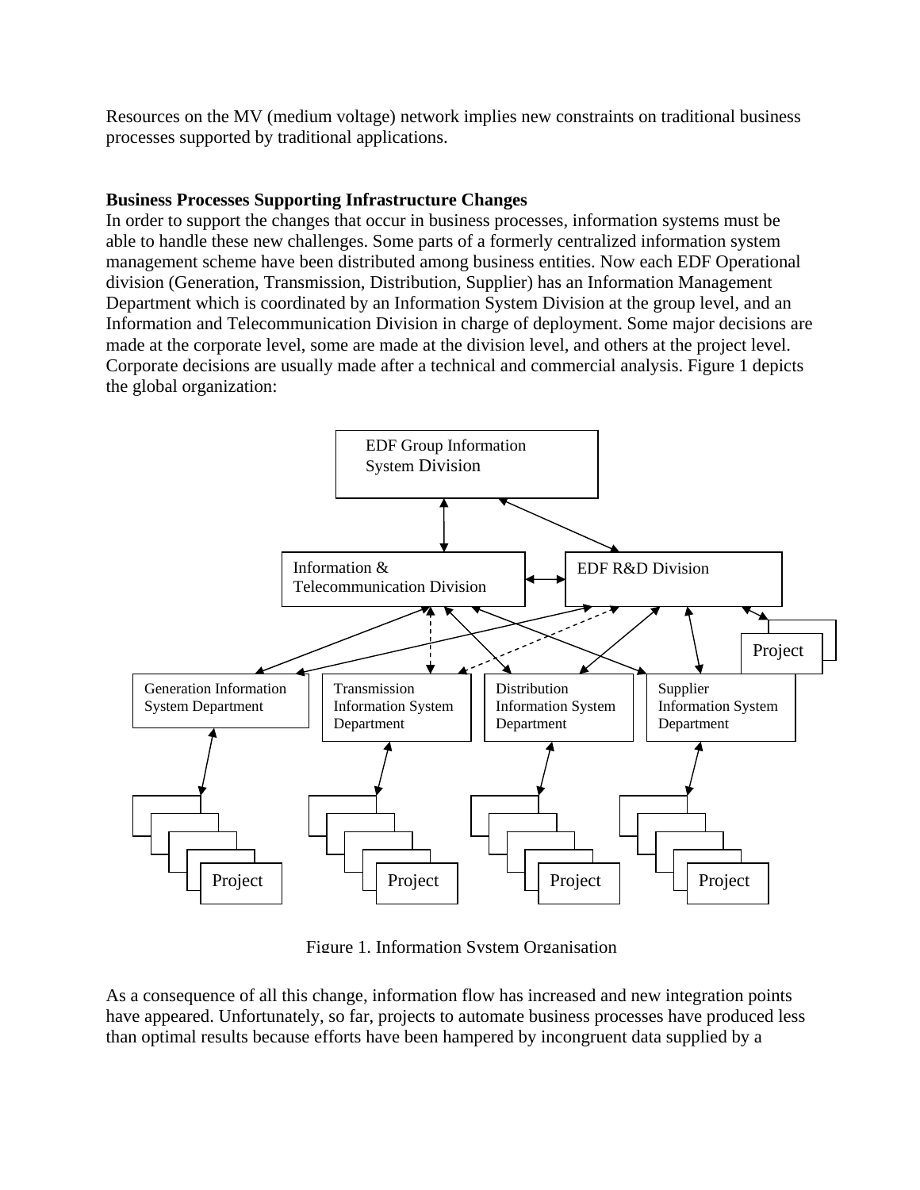Resources on the MV (medium voltage) network implies new constraints on traditional business processes supported by traditional applications.

**Business Processes Supporting Infrastructure Changes**

In order to support the changes that occur in business processes, information systems must be able to handle these new challenges. Some parts of a formerly centralized information system management scheme have been distributed among business entities. Now each EDF Operational division (Generation, Transmission, Distribution, Supplier) has an Information Management Department which is coordinated by an Information System Division at the group level, and an Information and Telecommunication Division in charge of deployment. Some major decisions are made at the corporate level, some are made at the division level, and others at the project level. Corporate decisions are usually made after a technical and commercial analysis. Figure 1 depicts the global organization:

Figure 1. Information System Organisation

As a consequence of all this change, information flow has increased and new integration points have appeared. Unfortunately, so far, projects to automate business processes have produced less than optimal results because efforts have been hampered by incongruent data supplied by a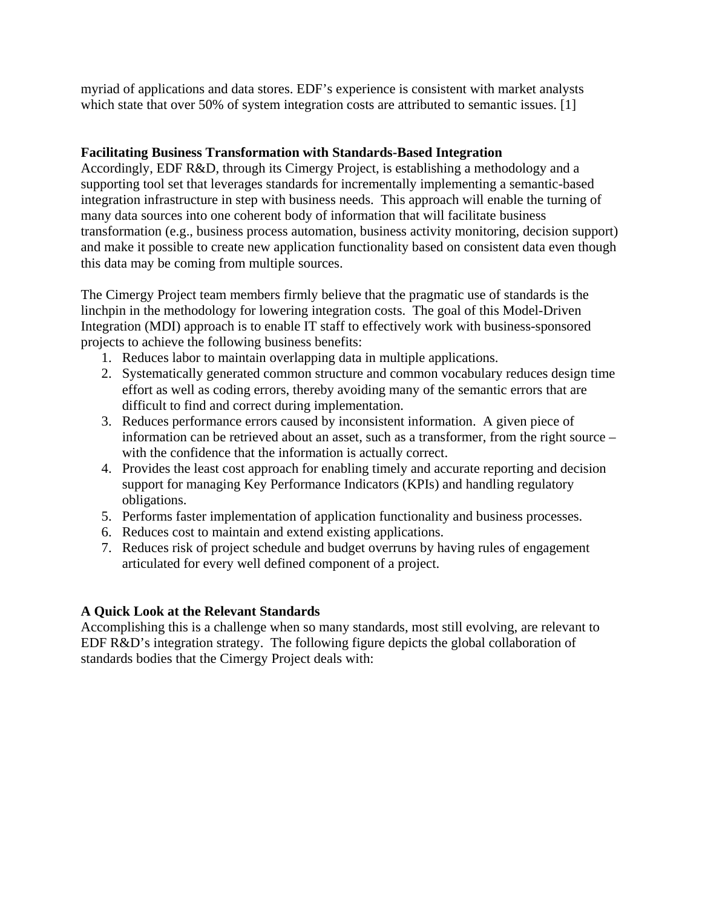myriad of applications and data stores. EDF's experience is consistent with market analysts which state that over 50% of system integration costs are attributed to semantic issues. [1]

**Facilitating Business Transformation with Standards-Based Integration**

Accordingly, EDF R&D, through its Cimergy Project, is establishing a methodology and a supporting tool set that leverages standards for incrementally implementing a semantic-based integration infrastructure in step with business needs. This approach will enable the turning of many data sources into one coherent body of information that will facilitate business transformation (e.g., business process automation, business activity monitoring, decision support) and make it possible to create new application functionality based on consistent data even though this data may be coming from multiple sources.

The Cimergy Project team members firmly believe that the pragmatic use of standards is the linchpin in the methodology for lowering integration costs. The goal of this Model-Driven Integration (MDI) approach is to enable IT staff to effectively work with business-sponsored projects to achieve the following business benefits:

1. Reduces labor to maintain overlapping data in multiple applications.
2. Systematically generated common structure and common vocabulary reduces design time effort as well as coding errors, thereby avoiding many of the semantic errors that are difficult to find and correct during implementation.
3. Reduces performance errors caused by inconsistent information. A given piece of information can be retrieved about an asset, such as a transformer, from the right source – with the confidence that the information is actually correct.
4. Provides the least cost approach for enabling timely and accurate reporting and decision support for managing Key Performance Indicators (KPIs) and handling regulatory obligations.
5. Performs faster implementation of application functionality and business processes.
6. Reduces cost to maintain and extend existing applications.
7. Reduces risk of project schedule and budget overruns by having rules of engagement articulated for every well defined component of a project.

**A Quick Look at the Relevant Standards**

Accomplishing this is a challenge when so many standards, most still evolving, are relevant to EDF R&D's integration strategy. The following figure depicts the global collaboration of standards bodies that the Cimergy Project deals with: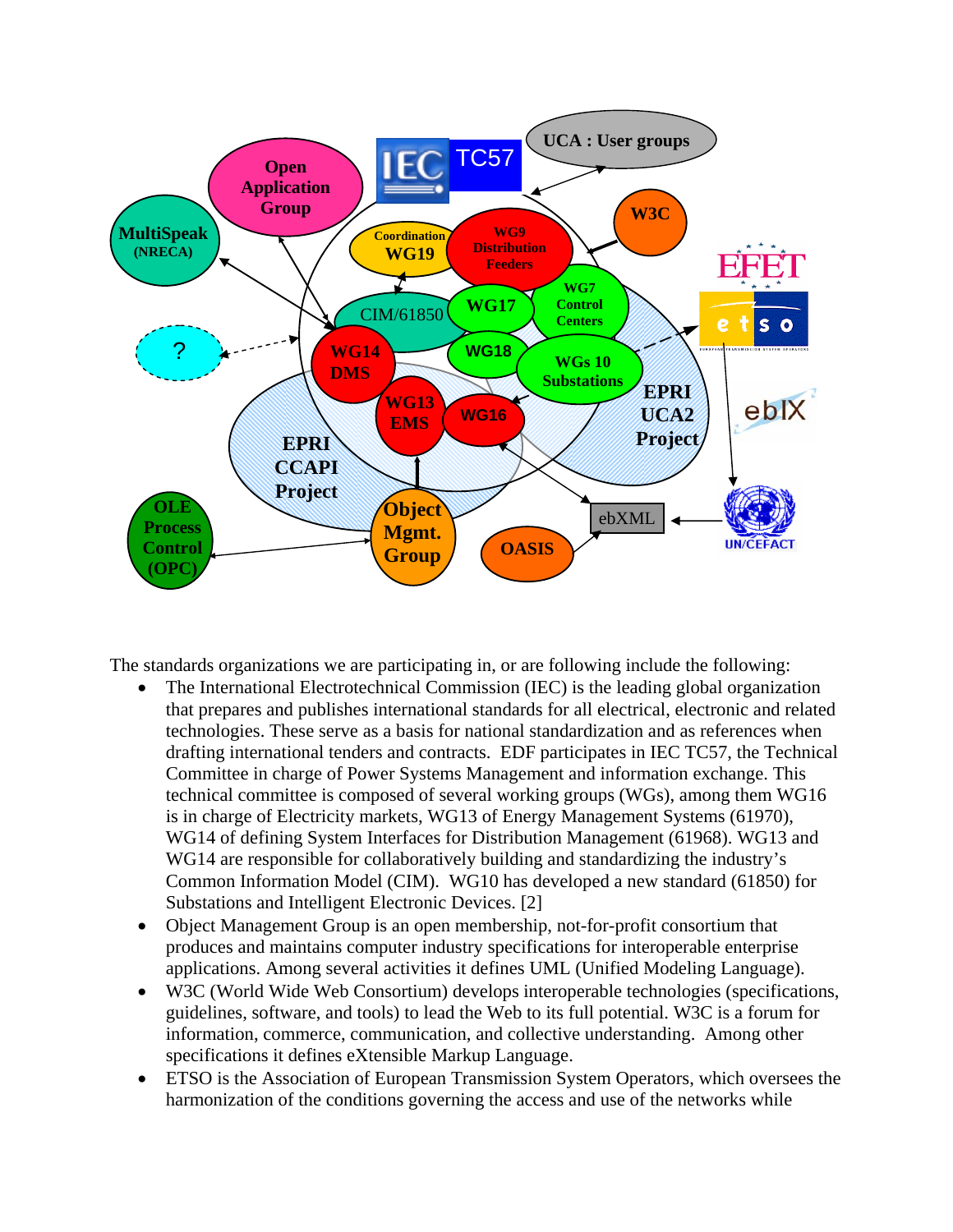The standards organizations we are participating in, or are following include the following:

- The International Electrotechnical Commission (IEC) is the leading global organization that prepares and publishes international standards for all electrical, electronic and related technologies. These serve as a basis for national standardization and as references when drafting international tenders and contracts. EDF participates in IEC TC57, the Technical Committee in charge of Power Systems Management and information exchange. This technical committee is composed of several working groups (WGs), among them WG16 is in charge of Electricity markets, WG13 of Energy Management Systems (61970), WG14 of defining System Interfaces for Distribution Management (61968). WG13 and WG14 are responsible for collaboratively building and standardizing the industry's Common Information Model (CIM). WG10 has developed a new standard (61850) for Substations and Intelligent Electronic Devices. [2]
- Object Management Group is an open membership, not-for-profit consortium that produces and maintains computer industry specifications for interoperable enterprise applications. Among several activities it defines UML (Unified Modeling Language).
- W3C (World Wide Web Consortium) develops interoperable technologies (specifications, guidelines, software, and tools) to lead the Web to its full potential. W3C is a forum for information, commerce, communication, and collective understanding. Among other specifications it defines eXtensible Markup Language.
- ETSO is the Association of European Transmission System Operators, which oversees the harmonization of the conditions governing the access and use of the networks while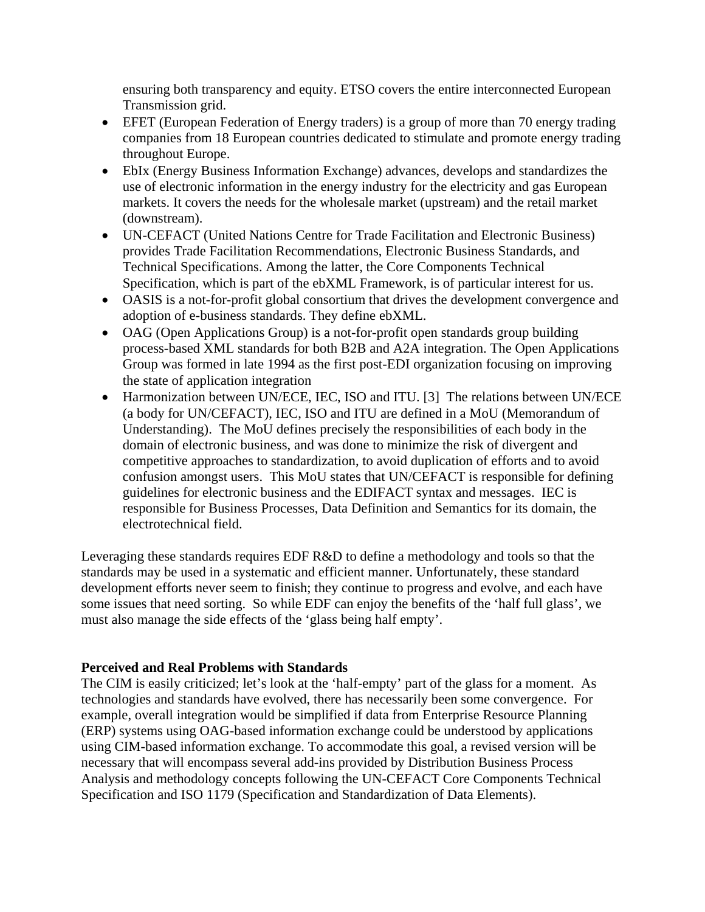ensuring both transparency and equity. ETSO covers the entire interconnected European Transmission grid.

- EFET (European Federation of Energy traders) is a group of more than 70 energy trading companies from 18 European countries dedicated to stimulate and promote energy trading throughout Europe.
- EbIx (Energy Business Information Exchange) advances, develops and standardizes the use of electronic information in the energy industry for the electricity and gas European markets. It covers the needs for the wholesale market (upstream) and the retail market (downstream).
- UN-CEFACT (United Nations Centre for Trade Facilitation and Electronic Business) provides Trade Facilitation Recommendations, Electronic Business Standards, and Technical Specifications. Among the latter, the Core Components Technical Specification, which is part of the ebXML Framework, is of particular interest for us.
- OASIS is a not-for-profit global consortium that drives the development convergence and adoption of e-business standards. They define ebXML.
- OAG (Open Applications Group) is a not-for-profit open standards group building process-based XML standards for both B2B and A2A integration. The Open Applications Group was formed in late 1994 as the first post-EDI organization focusing on improving the state of application integration
- Harmonization between UN/ECE, IEC, ISO and ITU. [3] The relations between UN/ECE (a body for UN/CEFACT), IEC, ISO and ITU are defined in a MoU (Memorandum of Understanding). The MoU defines precisely the responsibilities of each body in the domain of electronic business, and was done to minimize the risk of divergent and competitive approaches to standardization, to avoid duplication of efforts and to avoid confusion amongst users. This MoU states that UN/CEFACT is responsible for defining guidelines for electronic business and the EDIFACT syntax and messages. IEC is responsible for Business Processes, Data Definition and Semantics for its domain, the electrotechnical field.

Leveraging these standards requires EDF R&D to define a methodology and tools so that the standards may be used in a systematic and efficient manner. Unfortunately, these standard development efforts never seem to finish; they continue to progress and evolve, and each have some issues that need sorting. So while EDF can enjoy the benefits of the 'half full glass', we must also manage the side effects of the 'glass being half empty'.

**Perceived and Real Problems with Standards**

The CIM is easily criticized; let's look at the 'half-empty' part of the glass for a moment. As technologies and standards have evolved, there has necessarily been some convergence. For example, overall integration would be simplified if data from Enterprise Resource Planning (ERP) systems using OAG-based information exchange could be understood by applications using CIM-based information exchange. To accommodate this goal, a revised version will be necessary that will encompass several add-ins provided by Distribution Business Process Analysis and methodology concepts following the UN-CEFACT Core Components Technical Specification and ISO 1179 (Specification and Standardization of Data Elements).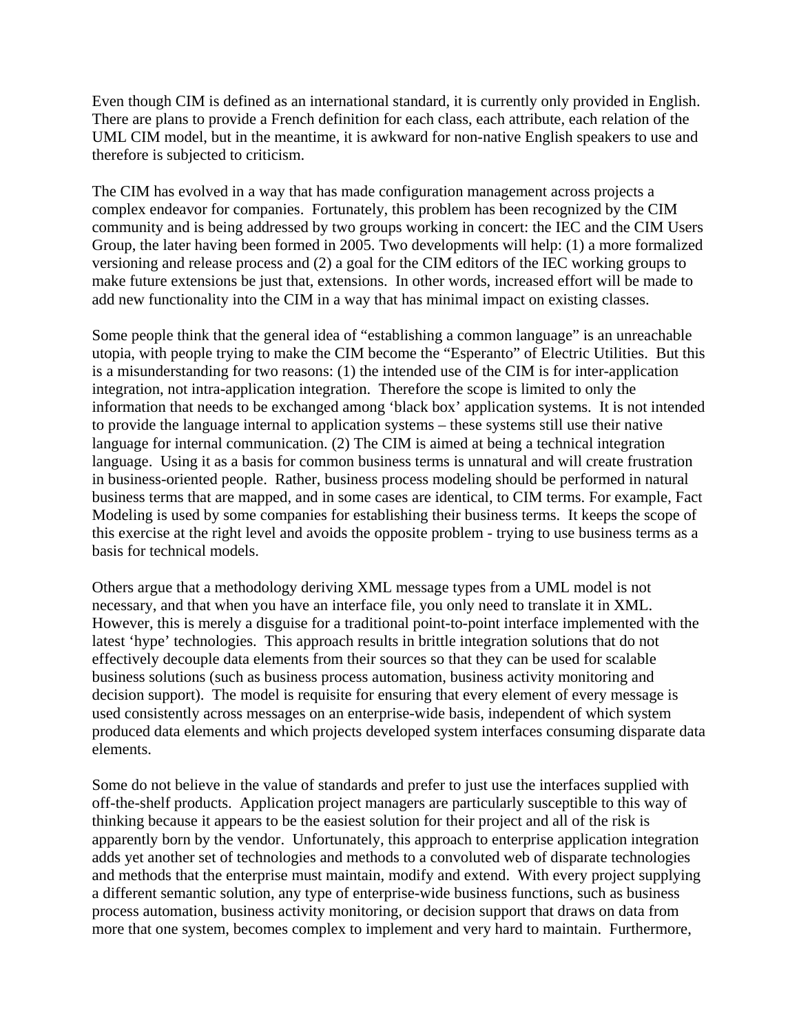Even though CIM is defined as an international standard, it is currently only provided in English. There are plans to provide a French definition for each class, each attribute, each relation of the UML CIM model, but in the meantime, it is awkward for non-native English speakers to use and therefore is subjected to criticism.

The CIM has evolved in a way that has made configuration management across projects a complex endeavor for companies. Fortunately, this problem has been recognized by the CIM community and is being addressed by two groups working in concert: the IEC and the CIM Users Group, the later having been formed in 2005. Two developments will help: (1) a more formalized versioning and release process and (2) a goal for the CIM editors of the IEC working groups to make future extensions be just that, extensions. In other words, increased effort will be made to add new functionality into the CIM in a way that has minimal impact on existing classes.

Some people think that the general idea of "establishing a common language" is an unreachable utopia, with people trying to make the CIM become the "Esperanto" of Electric Utilities. But this is a misunderstanding for two reasons: (1) the intended use of the CIM is for inter-application integration, not intra-application integration. Therefore the scope is limited to only the information that needs to be exchanged among 'black box' application systems. It is not intended to provide the language internal to application systems – these systems still use their native language for internal communication. (2) The CIM is aimed at being a technical integration language. Using it as a basis for common business terms is unnatural and will create frustration in business-oriented people. Rather, business process modeling should be performed in natural business terms that are mapped, and in some cases are identical, to CIM terms. For example, Fact Modeling is used by some companies for establishing their business terms. It keeps the scope of this exercise at the right level and avoids the opposite problem - trying to use business terms as a basis for technical models.

Others argue that a methodology deriving XML message types from a UML model is not necessary, and that when you have an interface file, you only need to translate it in XML. However, this is merely a disguise for a traditional point-to-point interface implemented with the latest 'hype' technologies. This approach results in brittle integration solutions that do not effectively decouple data elements from their sources so that they can be used for scalable business solutions (such as business process automation, business activity monitoring and decision support). The model is requisite for ensuring that every element of every message is used consistently across messages on an enterprise-wide basis, independent of which system produced data elements and which projects developed system interfaces consuming disparate data elements.

Some do not believe in the value of standards and prefer to just use the interfaces supplied with off-the-shelf products. Application project managers are particularly susceptible to this way of thinking because it appears to be the easiest solution for their project and all of the risk is apparently born by the vendor. Unfortunately, this approach to enterprise application integration adds yet another set of technologies and methods to a convoluted web of disparate technologies and methods that the enterprise must maintain, modify and extend. With every project supplying a different semantic solution, any type of enterprise-wide business functions, such as business process automation, business activity monitoring, or decision support that draws on data from more that one system, becomes complex to implement and very hard to maintain. Furthermore,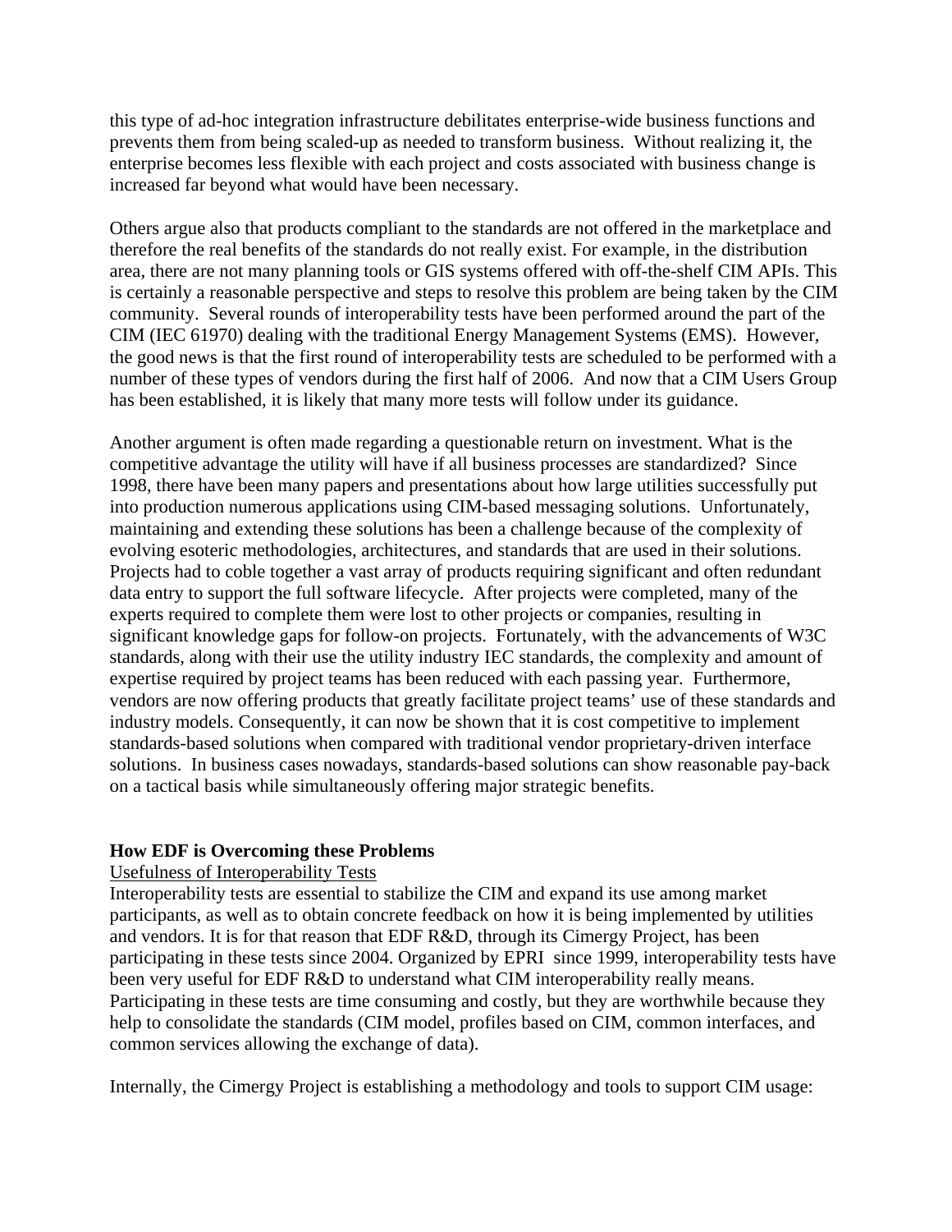this type of ad-hoc integration infrastructure debilitates enterprise-wide business functions and prevents them from being scaled-up as needed to transform business. Without realizing it, the enterprise becomes less flexible with each project and costs associated with business change is increased far beyond what would have been necessary.

Others argue also that products compliant to the standards are not offered in the marketplace and therefore the real benefits of the standards do not really exist. For example, in the distribution area, there are not many planning tools or GIS systems offered with off-the-shelf CIM APIs. This is certainly a reasonable perspective and steps to resolve this problem are being taken by the CIM community. Several rounds of interoperability tests have been performed around the part of the CIM (IEC 61970) dealing with the traditional Energy Management Systems (EMS). However, the good news is that the first round of interoperability tests are scheduled to be performed with a number of these types of vendors during the first half of 2006. And now that a CIM Users Group has been established, it is likely that many more tests will follow under its guidance.

Another argument is often made regarding a questionable return on investment. What is the competitive advantage the utility will have if all business processes are standardized? Since 1998, there have been many papers and presentations about how large utilities successfully put into production numerous applications using CIM-based messaging solutions. Unfortunately, maintaining and extending these solutions has been a challenge because of the complexity of evolving esoteric methodologies, architectures, and standards that are used in their solutions. Projects had to coble together a vast array of products requiring significant and often redundant data entry to support the full software lifecycle. After projects were completed, many of the experts required to complete them were lost to other projects or companies, resulting in significant knowledge gaps for follow-on projects. Fortunately, with the advancements of W3C standards, along with their use the utility industry IEC standards, the complexity and amount of expertise required by project teams has been reduced with each passing year. Furthermore, vendors are now offering products that greatly facilitate project teams' use of these standards and industry models. Consequently, it can now be shown that it is cost competitive to implement standards-based solutions when compared with traditional vendor proprietary-driven interface solutions. In business cases nowadays, standards-based solutions can show reasonable pay-back on a tactical basis while simultaneously offering major strategic benefits.

**How EDF is Overcoming these Problems**

Usefulness of Interoperability Tests

Interoperability tests are essential to stabilize the CIM and expand its use among market participants, as well as to obtain concrete feedback on how it is being implemented by utilities and vendors. It is for that reason that EDF R&D, through its Cimergy Project, has been participating in these tests since 2004. Organized by EPRI since 1999, interoperability tests have been very useful for EDF R&D to understand what CIM interoperability really means. Participating in these tests are time consuming and costly, but they are worthwhile because they help to consolidate the standards (CIM model, profiles based on CIM, common interfaces, and common services allowing the exchange of data).

Internally, the Cimergy Project is establishing a methodology and tools to support CIM usage: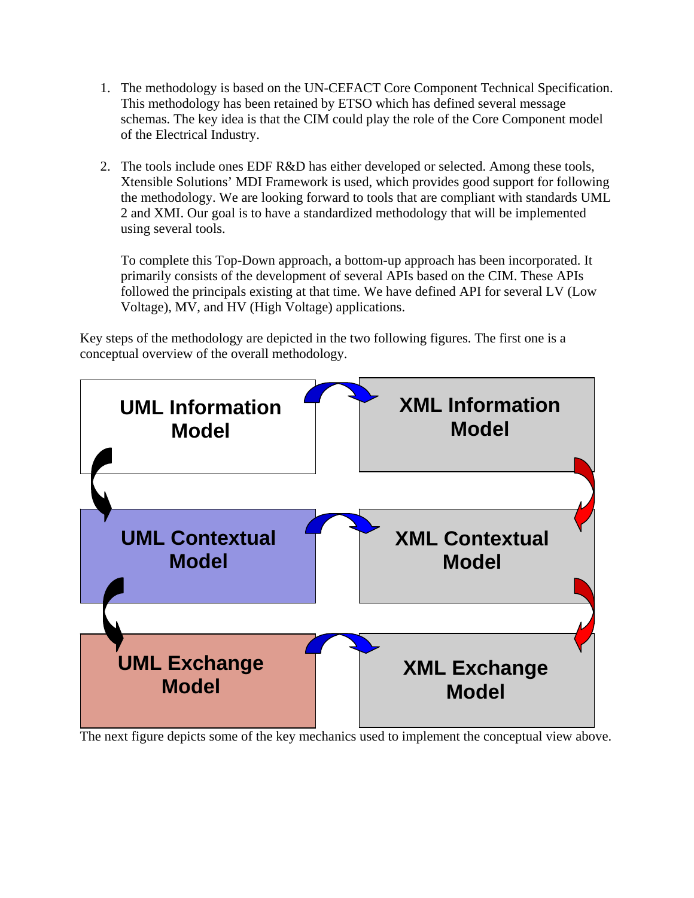1. The methodology is based on the UN-CEFACT Core Component Technical Specification. This methodology has been retained by ETSO which has defined several message schemas. The key idea is that the CIM could play the role of the Core Component model of the Electrical Industry.

2. The tools include ones EDF R&D has either developed or selected. Among these tools, Xtensible Solutions' MDI Framework is used, which provides good support for following the methodology. We are looking forward to tools that are compliant with standards UML 2 and XMI. Our goal is to have a standardized methodology that will be implemented using several tools.

   To complete this Top-Down approach, a bottom-up approach has been incorporated. It primarily consists of the development of several APIs based on the CIM. These APIs followed the principals existing at that time. We have defined API for several LV (Low Voltage), MV, and HV (High Voltage) applications.

Key steps of the methodology are depicted in the two following figures. The first one is a conceptual overview of the overall methodology.

| UML | XML |
|---|---|
| UML Information Model | XML Information Model |
| UML Contextual Model | XML Contextual Model |
| UML Exchange Model | XML Exchange Model |

The next figure depicts some of the key mechanics used to implement the conceptual view above.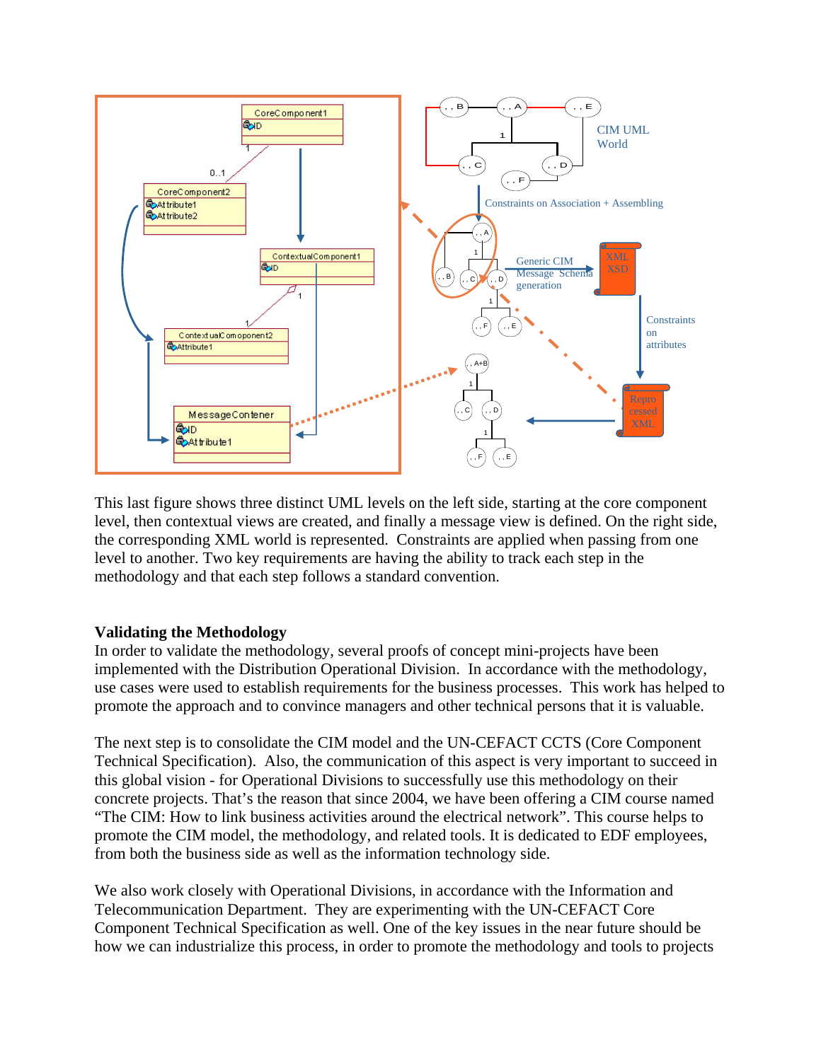This last figure shows three distinct UML levels on the left side, starting at the core component level, then contextual views are created, and finally a message view is defined. On the right side, the corresponding XML world is represented. Constraints are applied when passing from one level to another. Two key requirements are having the ability to track each step in the methodology and that each step follows a standard convention.

**Validating the Methodology**

In order to validate the methodology, several proofs of concept mini-projects have been implemented with the Distribution Operational Division. In accordance with the methodology, use cases were used to establish requirements for the business processes. This work has helped to promote the approach and to convince managers and other technical persons that it is valuable.

The next step is to consolidate the CIM model and the UN-CEFACT CCTS (Core Component Technical Specification). Also, the communication of this aspect is very important to succeed in this global vision - for Operational Divisions to successfully use this methodology on their concrete projects. That's the reason that since 2004, we have been offering a CIM course named "The CIM: How to link business activities around the electrical network". This course helps to promote the CIM model, the methodology, and related tools. It is dedicated to EDF employees, from both the business side as well as the information technology side.

We also work closely with Operational Divisions, in accordance with the Information and Telecommunication Department. They are experimenting with the UN-CEFACT Core Component Technical Specification as well. One of the key issues in the near future should be how we can industrialize this process, in order to promote the methodology and tools to projects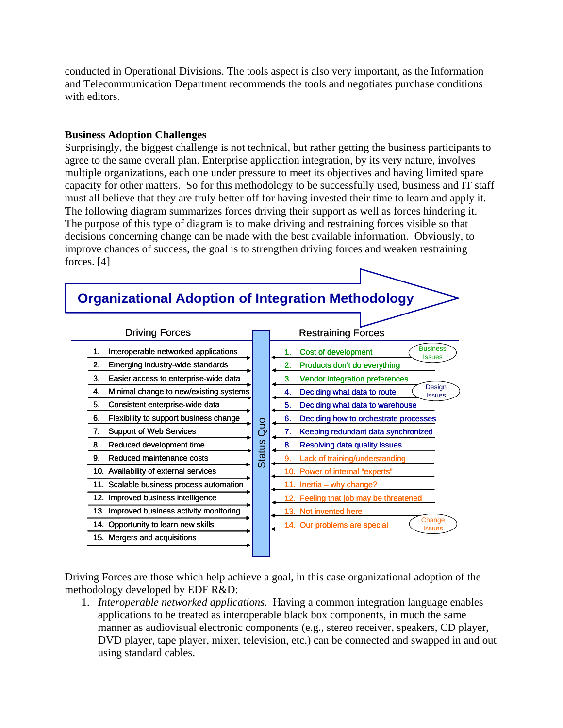conducted in Operational Divisions. The tools aspect is also very important, as the Information and Telecommunication Department recommends the tools and negotiates purchase conditions with editors.

**Business Adoption Challenges**

Surprisingly, the biggest challenge is not technical, but rather getting the business participants to agree to the same overall plan. Enterprise application integration, by its very nature, involves multiple organizations, each one under pressure to meet its objectives and having limited spare capacity for other matters. So for this methodology to be successfully used, business and IT staff must all believe that they are truly better off for having invested their time to learn and apply it. The following diagram summarizes forces driving their support as well as forces hindering it. The purpose of this type of diagram is to make driving and restraining forces visible so that decisions concerning change can be made with the best available information. Obviously, to improve chances of success, the goal is to strengthen driving forces and weaken restraining forces. [4]

**Organizational Adoption of Integration Methodology**

| Driving Forces | Status Quo | Restraining Forces | |
|---|---|---|---|
| 1. Interoperable networked applications | | 1. Cost of development | Business Issues |
| 2. Emerging industry-wide standards | | 2. Products don't do everything | Business Issues |
| 3. Easier access to enterprise-wide data | | 3. Vendor integration preferences | Business Issues |
| 4. Minimal change to new/existing systems | | 4. Deciding what data to route | Design Issues |
| 5. Consistent enterprise-wide data | | 5. Deciding what data to warehouse | Design Issues |
| 6. Flexibility to support business change | | 6. Deciding how to orchestrate processes | Design Issues |
| 7. Support of Web Services | | 7. Keeping redundant data synchronized | Design Issues |
| 8. Reduced development time | | 8. Resolving data quality issues | Design Issues |
| 9. Reduced maintenance costs | | 9. Lack of training/understanding | Change Issues |
| 10. Availability of external services | | 10. Power of internal "experts" | Change Issues |
| 11. Scalable business process automation | | 11. Inertia – why change? | Change Issues |
| 12. Improved business intelligence | | 12. Feeling that job may be threatened | Change Issues |
| 13. Improved business activity monitoring | | 13. Not invented here | Change Issues |
| 14. Opportunity to learn new skills | | 14. Our problems are special | Change Issues |
| 15. Mergers and acquisitions | | | |

Driving Forces are those which help achieve a goal, in this case organizational adoption of the methodology developed by EDF R&D:

1. *Interoperable networked applications.* Having a common integration language enables applications to be treated as interoperable black box components, in much the same manner as audiovisual electronic components (e.g., stereo receiver, speakers, CD player, DVD player, tape player, mixer, television, etc.) can be connected and swapped in and out using standard cables.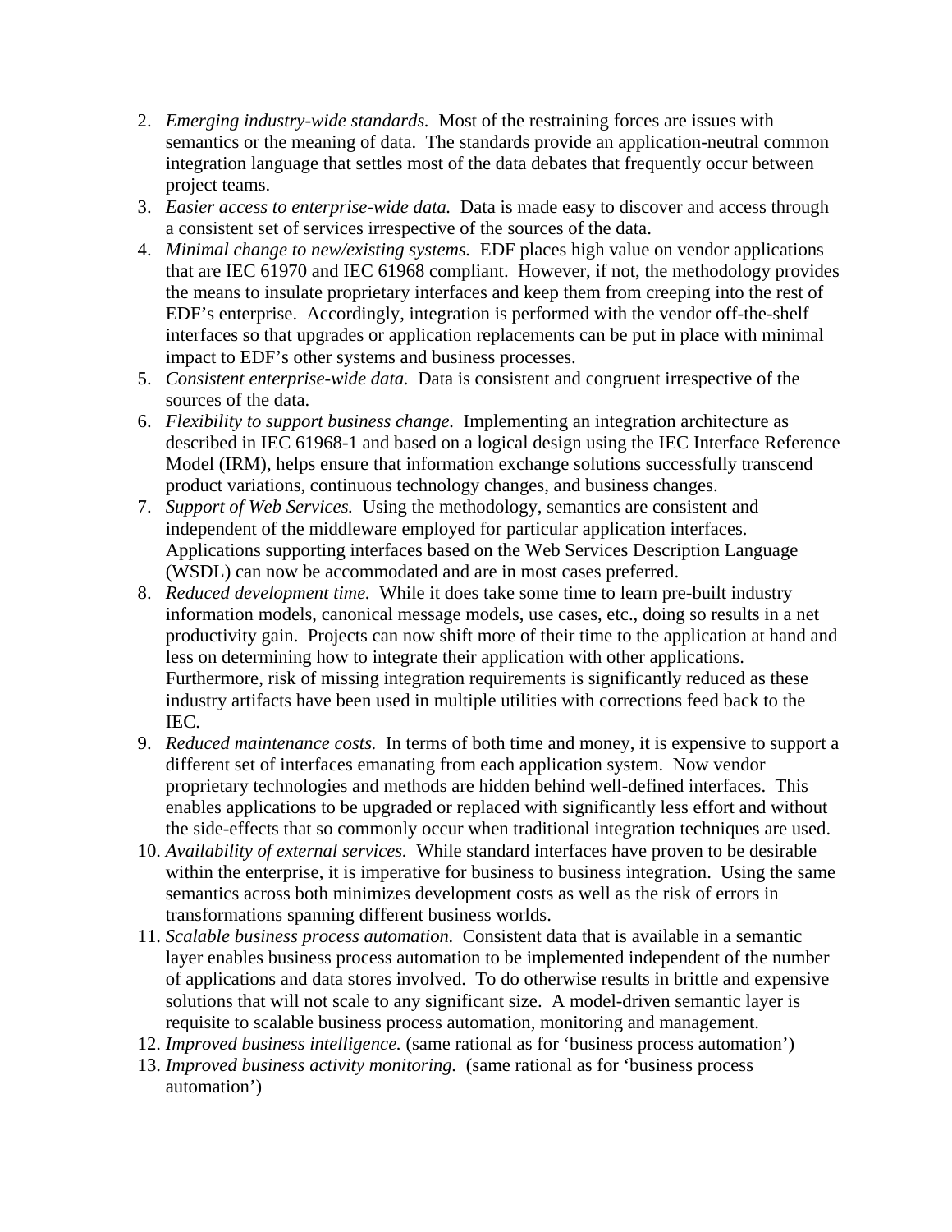2. *Emerging industry-wide standards.* Most of the restraining forces are issues with semantics or the meaning of data. The standards provide an application-neutral common integration language that settles most of the data debates that frequently occur between project teams.
3. *Easier access to enterprise-wide data.* Data is made easy to discover and access through a consistent set of services irrespective of the sources of the data.
4. *Minimal change to new/existing systems.* EDF places high value on vendor applications that are IEC 61970 and IEC 61968 compliant. However, if not, the methodology provides the means to insulate proprietary interfaces and keep them from creeping into the rest of EDF's enterprise. Accordingly, integration is performed with the vendor off-the-shelf interfaces so that upgrades or application replacements can be put in place with minimal impact to EDF's other systems and business processes.
5. *Consistent enterprise-wide data.* Data is consistent and congruent irrespective of the sources of the data.
6. *Flexibility to support business change.* Implementing an integration architecture as described in IEC 61968-1 and based on a logical design using the IEC Interface Reference Model (IRM), helps ensure that information exchange solutions successfully transcend product variations, continuous technology changes, and business changes.
7. *Support of Web Services.* Using the methodology, semantics are consistent and independent of the middleware employed for particular application interfaces. Applications supporting interfaces based on the Web Services Description Language (WSDL) can now be accommodated and are in most cases preferred.
8. *Reduced development time.* While it does take some time to learn pre-built industry information models, canonical message models, use cases, etc., doing so results in a net productivity gain. Projects can now shift more of their time to the application at hand and less on determining how to integrate their application with other applications. Furthermore, risk of missing integration requirements is significantly reduced as these industry artifacts have been used in multiple utilities with corrections feed back to the IEC.
9. *Reduced maintenance costs.* In terms of both time and money, it is expensive to support a different set of interfaces emanating from each application system. Now vendor proprietary technologies and methods are hidden behind well-defined interfaces. This enables applications to be upgraded or replaced with significantly less effort and without the side-effects that so commonly occur when traditional integration techniques are used.
10. *Availability of external services.* While standard interfaces have proven to be desirable within the enterprise, it is imperative for business to business integration. Using the same semantics across both minimizes development costs as well as the risk of errors in transformations spanning different business worlds.
11. *Scalable business process automation.* Consistent data that is available in a semantic layer enables business process automation to be implemented independent of the number of applications and data stores involved. To do otherwise results in brittle and expensive solutions that will not scale to any significant size. A model-driven semantic layer is requisite to scalable business process automation, monitoring and management.
12. *Improved business intelligence.* (same rational as for 'business process automation')
13. *Improved business activity monitoring.* (same rational as for 'business process automation')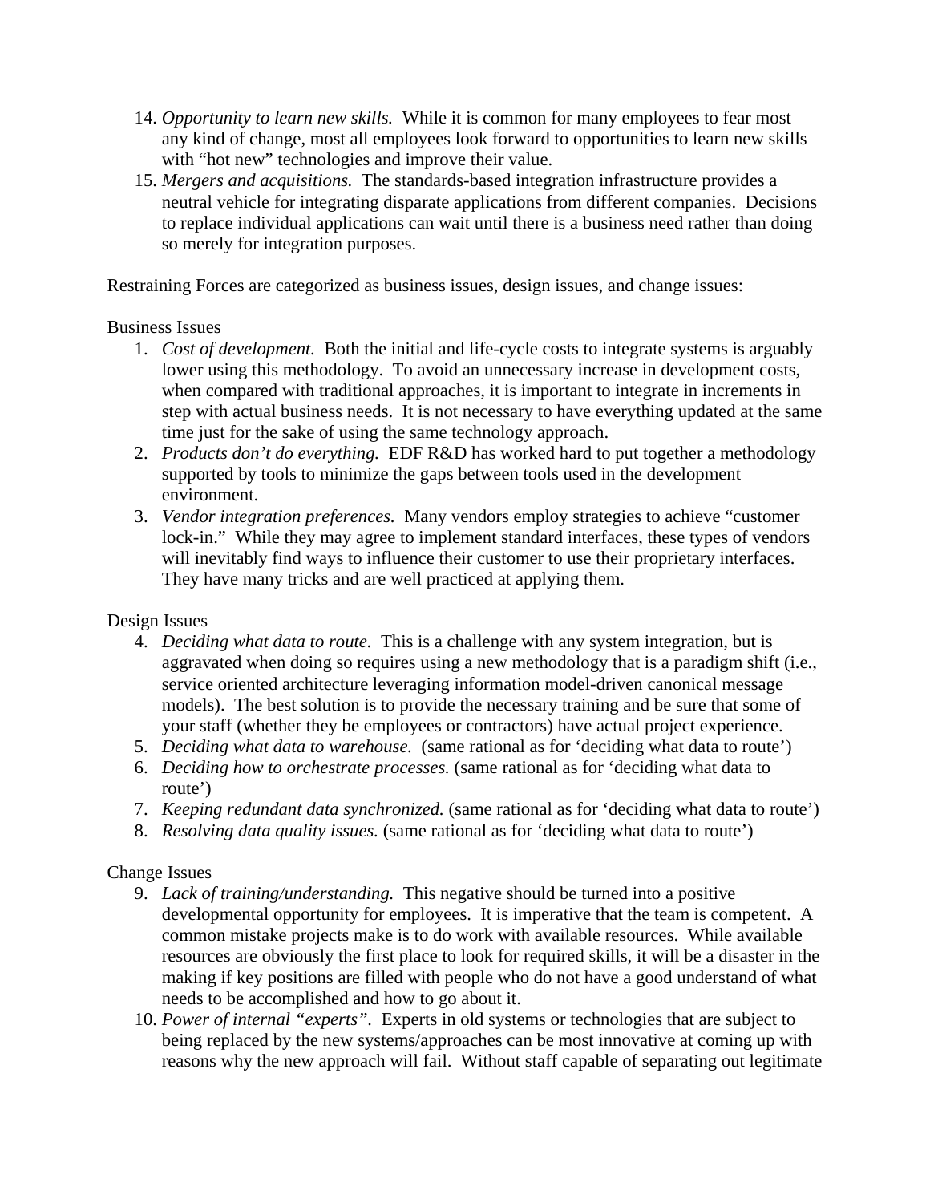14. *Opportunity to learn new skills.* While it is common for many employees to fear most any kind of change, most all employees look forward to opportunities to learn new skills with "hot new" technologies and improve their value.
15. *Mergers and acquisitions.* The standards-based integration infrastructure provides a neutral vehicle for integrating disparate applications from different companies. Decisions to replace individual applications can wait until there is a business need rather than doing so merely for integration purposes.

Restraining Forces are categorized as business issues, design issues, and change issues:

Business Issues

1. *Cost of development.* Both the initial and life-cycle costs to integrate systems is arguably lower using this methodology. To avoid an unnecessary increase in development costs, when compared with traditional approaches, it is important to integrate in increments in step with actual business needs. It is not necessary to have everything updated at the same time just for the sake of using the same technology approach.
2. *Products don't do everything.* EDF R&D has worked hard to put together a methodology supported by tools to minimize the gaps between tools used in the development environment.
3. *Vendor integration preferences.* Many vendors employ strategies to achieve "customer lock-in." While they may agree to implement standard interfaces, these types of vendors will inevitably find ways to influence their customer to use their proprietary interfaces. They have many tricks and are well practiced at applying them.

Design Issues

4. *Deciding what data to route.* This is a challenge with any system integration, but is aggravated when doing so requires using a new methodology that is a paradigm shift (i.e., service oriented architecture leveraging information model-driven canonical message models). The best solution is to provide the necessary training and be sure that some of your staff (whether they be employees or contractors) have actual project experience.
5. *Deciding what data to warehouse.* (same rational as for 'deciding what data to route')
6. *Deciding how to orchestrate processes.* (same rational as for 'deciding what data to route')
7. *Keeping redundant data synchronized.* (same rational as for 'deciding what data to route')
8. *Resolving data quality issues.* (same rational as for 'deciding what data to route')

Change Issues

9. *Lack of training/understanding.* This negative should be turned into a positive developmental opportunity for employees. It is imperative that the team is competent. A common mistake projects make is to do work with available resources. While available resources are obviously the first place to look for required skills, it will be a disaster in the making if key positions are filled with people who do not have a good understand of what needs to be accomplished and how to go about it.
10. *Power of internal "experts".* Experts in old systems or technologies that are subject to being replaced by the new systems/approaches can be most innovative at coming up with reasons why the new approach will fail. Without staff capable of separating out legitimate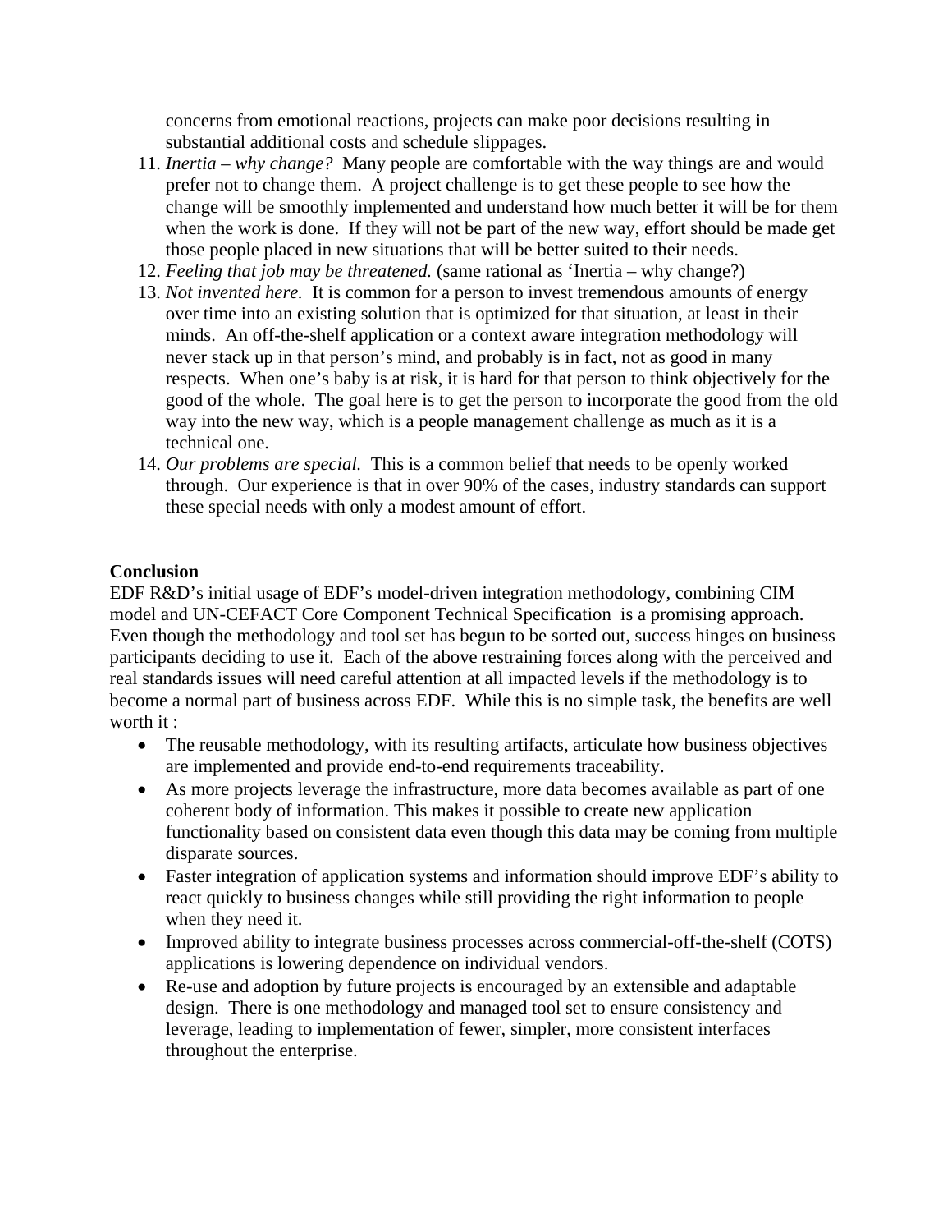concerns from emotional reactions, projects can make poor decisions resulting in substantial additional costs and schedule slippages.

11. *Inertia – why change?* Many people are comfortable with the way things are and would prefer not to change them. A project challenge is to get these people to see how the change will be smoothly implemented and understand how much better it will be for them when the work is done. If they will not be part of the new way, effort should be made get those people placed in new situations that will be better suited to their needs.
12. *Feeling that job may be threatened.* (same rational as 'Inertia – why change?)
13. *Not invented here.* It is common for a person to invest tremendous amounts of energy over time into an existing solution that is optimized for that situation, at least in their minds. An off-the-shelf application or a context aware integration methodology will never stack up in that person's mind, and probably is in fact, not as good in many respects. When one's baby is at risk, it is hard for that person to think objectively for the good of the whole. The goal here is to get the person to incorporate the good from the old way into the new way, which is a people management challenge as much as it is a technical one.
14. *Our problems are special.* This is a common belief that needs to be openly worked through. Our experience is that in over 90% of the cases, industry standards can support these special needs with only a modest amount of effort.

**Conclusion**

EDF R&D's initial usage of EDF's model-driven integration methodology, combining CIM model and UN-CEFACT Core Component Technical Specification is a promising approach. Even though the methodology and tool set has begun to be sorted out, success hinges on business participants deciding to use it. Each of the above restraining forces along with the perceived and real standards issues will need careful attention at all impacted levels if the methodology is to become a normal part of business across EDF. While this is no simple task, the benefits are well worth it :

- The reusable methodology, with its resulting artifacts, articulate how business objectives are implemented and provide end-to-end requirements traceability.
- As more projects leverage the infrastructure, more data becomes available as part of one coherent body of information. This makes it possible to create new application functionality based on consistent data even though this data may be coming from multiple disparate sources.
- Faster integration of application systems and information should improve EDF's ability to react quickly to business changes while still providing the right information to people when they need it.
- Improved ability to integrate business processes across commercial-off-the-shelf (COTS) applications is lowering dependence on individual vendors.
- Re-use and adoption by future projects is encouraged by an extensible and adaptable design. There is one methodology and managed tool set to ensure consistency and leverage, leading to implementation of fewer, simpler, more consistent interfaces throughout the enterprise.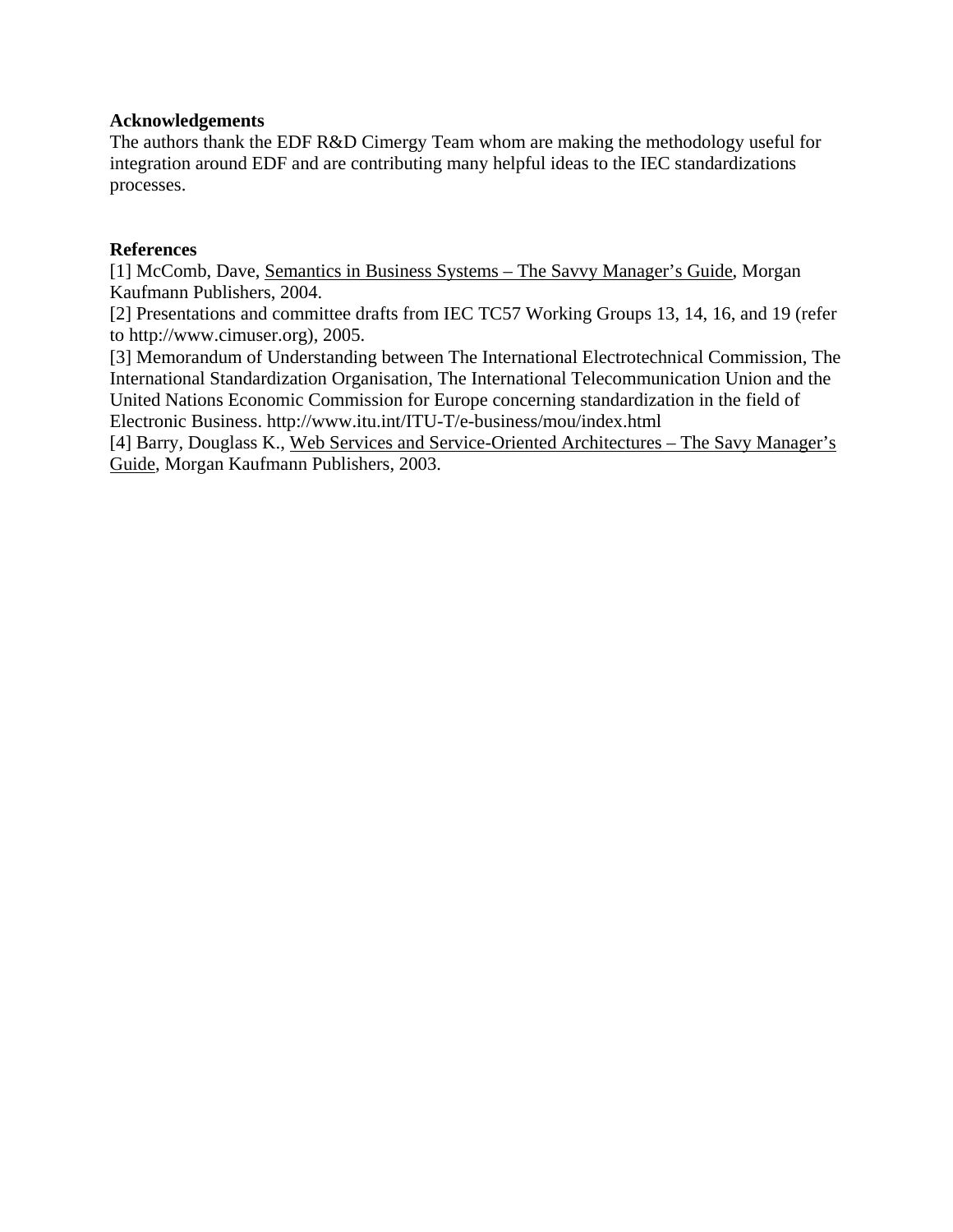**Acknowledgements**

The authors thank the EDF R&D Cimergy Team whom are making the methodology useful for integration around EDF and are contributing many helpful ideas to the IEC standardizations processes.

**References**

[1] McComb, Dave, Semantics in Business Systems – The Savvy Manager's Guide, Morgan Kaufmann Publishers, 2004.

[2] Presentations and committee drafts from IEC TC57 Working Groups 13, 14, 16, and 19 (refer to http://www.cimuser.org), 2005.

[3] Memorandum of Understanding between The International Electrotechnical Commission, The International Standardization Organisation, The International Telecommunication Union and the United Nations Economic Commission for Europe concerning standardization in the field of Electronic Business. http://www.itu.int/ITU-T/e-business/mou/index.html

[4] Barry, Douglass K., Web Services and Service-Oriented Architectures – The Savy Manager's Guide, Morgan Kaufmann Publishers, 2003.